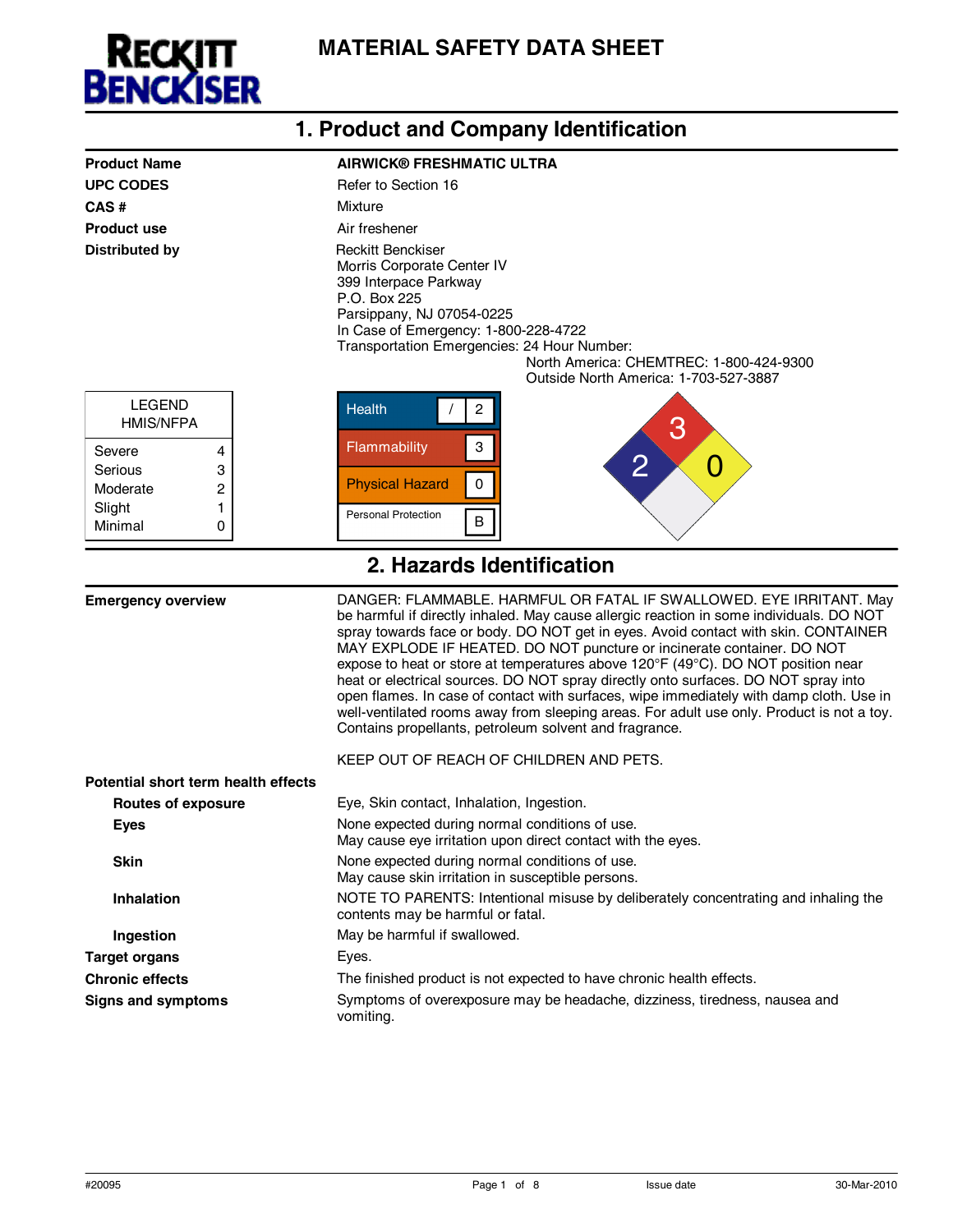**RECKITT BENCKISER**

# MATERIAL SAFETY DATA SHEET

## 1. Product and Company Identification

| | |
|---|---|
| **Product Name** | **AIRWICK® FRESHMATIC ULTRA** |
| **UPC CODES** | Refer to Section 16 |
| **CAS #** | Mixture |
| **Product use** | Air freshener |
| **Distributed by** | Reckitt Benckiser<br>Morris Corporate Center IV<br>399 Interpace Parkway<br>P.O. Box 225<br>Parsippany, NJ 07054-0225<br>In Case of Emergency: 1-800-228-4722<br>Transportation Emergencies: 24 Hour Number:<br>North America: CHEMTREC: 1-800-424-9300<br>Outside North America: 1-703-527-3887 |

| LEGEND HMIS/NFPA | |
|---|---|
| Severe | 4 |
| Serious | 3 |
| Moderate | 2 |
| Slight | 1 |
| Minimal | 0 |

| HMIS | |
|---|---|
| Health | / 2 |
| Flammability | 3 |
| Physical Hazard | 0 |
| Personal Protection | B |

NFPA: Flammability 3, Health 2, Reactivity 0

## 2. Hazards Identification

**Emergency overview**

DANGER: FLAMMABLE. HARMFUL OR FATAL IF SWALLOWED. EYE IRRITANT. May be harmful if directly inhaled. May cause allergic reaction in some individuals. DO NOT spray towards face or body. DO NOT get in eyes. Avoid contact with skin. CONTAINER MAY EXPLODE IF HEATED. DO NOT puncture or incinerate container. DO NOT expose to heat or store at temperatures above 120°F (49°C). DO NOT position near heat or electrical sources. DO NOT spray directly onto surfaces. DO NOT spray into open flames. In case of contact with surfaces, wipe immediately with damp cloth. Use in well-ventilated rooms away from sleeping areas. For adult use only. Product is not a toy. Contains propellants, petroleum solvent and fragrance.

KEEP OUT OF REACH OF CHILDREN AND PETS.

**Potential short term health effects**

| | |
|---|---|
| **Routes of exposure** | Eye, Skin contact, Inhalation, Ingestion. |
| **Eyes** | None expected during normal conditions of use.<br>May cause eye irritation upon direct contact with the eyes. |
| **Skin** | None expected during normal conditions of use.<br>May cause skin irritation in susceptible persons. |
| **Inhalation** | NOTE TO PARENTS: Intentional misuse by deliberately concentrating and inhaling the contents may be harmful or fatal. |
| **Ingestion** | May be harmful if swallowed. |
| **Target organs** | Eyes. |
| **Chronic effects** | The finished product is not expected to have chronic health effects. |
| **Signs and symptoms** | Symptoms of overexposure may be headache, dizziness, tiredness, nausea and vomiting. |

#20095 Issue date 30-Mar-2010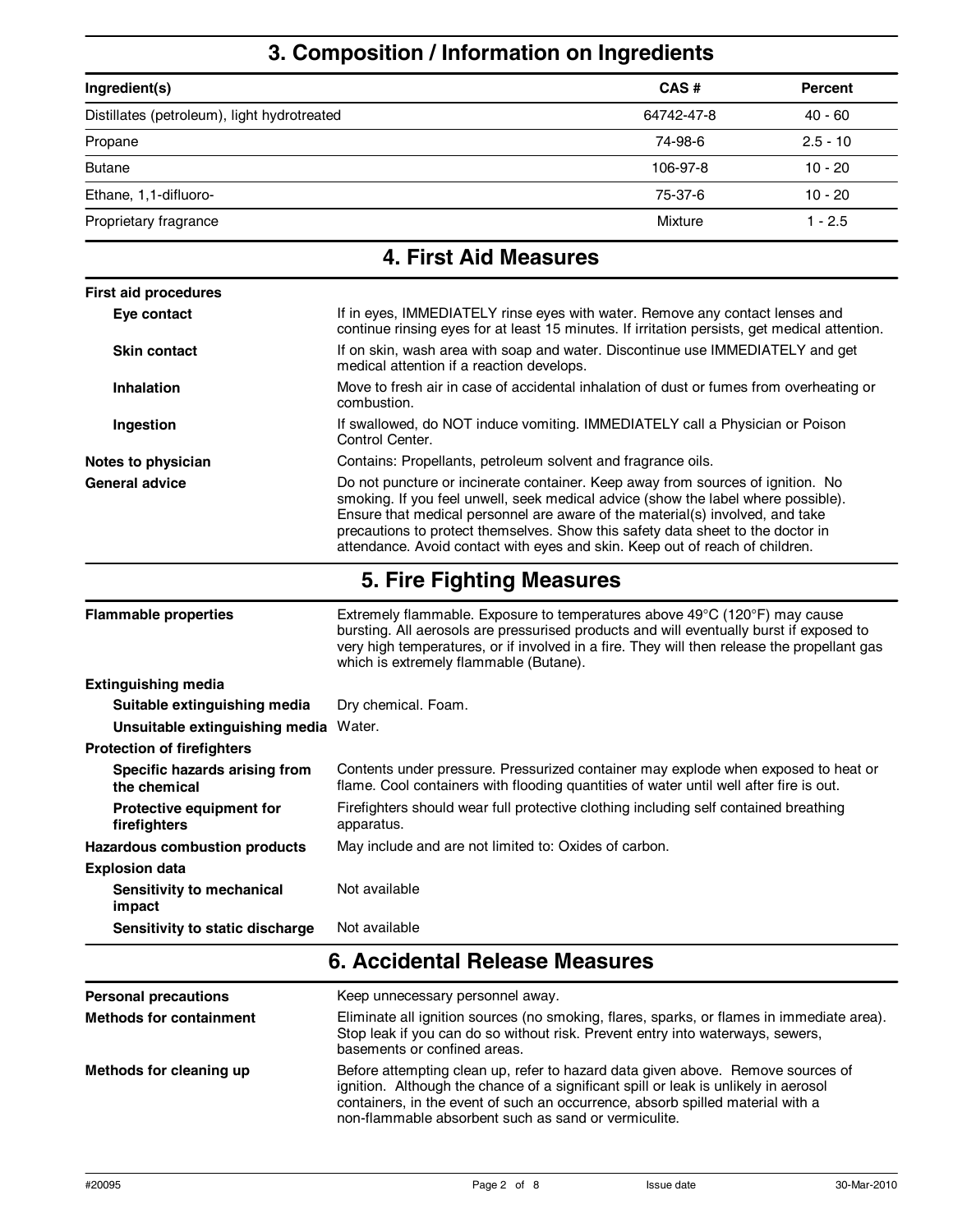## 3. Composition / Information on Ingredients

| Ingredient(s) | CAS # | Percent |
|---|---|---|
| Distillates (petroleum), light hydrotreated | 64742-47-8 | 40 - 60 |
| Propane | 74-98-6 | 2.5 - 10 |
| Butane | 106-97-8 | 10 - 20 |
| Ethane, 1,1-difluoro- | 75-37-6 | 10 - 20 |
| Proprietary fragrance | Mixture | 1 - 2.5 |

## 4. First Aid Measures

**First aid procedures**

**Eye contact**
If in eyes, IMMEDIATELY rinse eyes with water. Remove any contact lenses and continue rinsing eyes for at least 15 minutes. If irritation persists, get medical attention.

**Skin contact**
If on skin, wash area with soap and water. Discontinue use IMMEDIATELY and get medical attention if a reaction develops.

**Inhalation**
Move to fresh air in case of accidental inhalation of dust or fumes from overheating or combustion.

**Ingestion**
If swallowed, do NOT induce vomiting. IMMEDIATELY call a Physician or Poison Control Center.

**Notes to physician**
Contains: Propellants, petroleum solvent and fragrance oils.

**General advice**
Do not puncture or incinerate container. Keep away from sources of ignition. No smoking. If you feel unwell, seek medical advice (show the label where possible). Ensure that medical personnel are aware of the material(s) involved, and take precautions to protect themselves. Show this safety data sheet to the doctor in attendance. Avoid contact with eyes and skin. Keep out of reach of children.

## 5. Fire Fighting Measures

**Flammable properties**
Extremely flammable. Exposure to temperatures above 49°C (120°F) may cause bursting. All aerosols are pressurised products and will eventually burst if exposed to very high temperatures, or if involved in a fire. They will then release the propellant gas which is extremely flammable (Butane).

**Extinguishing media**

**Suitable extinguishing media**
Dry chemical. Foam.

**Unsuitable extinguishing media**
Water.

**Protection of firefighters**

**Specific hazards arising from the chemical**
Contents under pressure. Pressurized container may explode when exposed to heat or flame. Cool containers with flooding quantities of water until well after fire is out.

**Protective equipment for firefighters**
Firefighters should wear full protective clothing including self contained breathing apparatus.

**Hazardous combustion products**
May include and are not limited to: Oxides of carbon.

**Explosion data**

**Sensitivity to mechanical impact**
Not available

**Sensitivity to static discharge**
Not available

## 6. Accidental Release Measures

**Personal precautions**
Keep unnecessary personnel away.

**Methods for containment**
Eliminate all ignition sources (no smoking, flares, sparks, or flames in immediate area). Stop leak if you can do so without risk. Prevent entry into waterways, sewers, basements or confined areas.

**Methods for cleaning up**
Before attempting clean up, refer to hazard data given above. Remove sources of ignition. Although the chance of a significant spill or leak is unlikely in aerosol containers, in the event of such an occurrence, absorb spilled material with a non-flammable absorbent such as sand or vermiculite.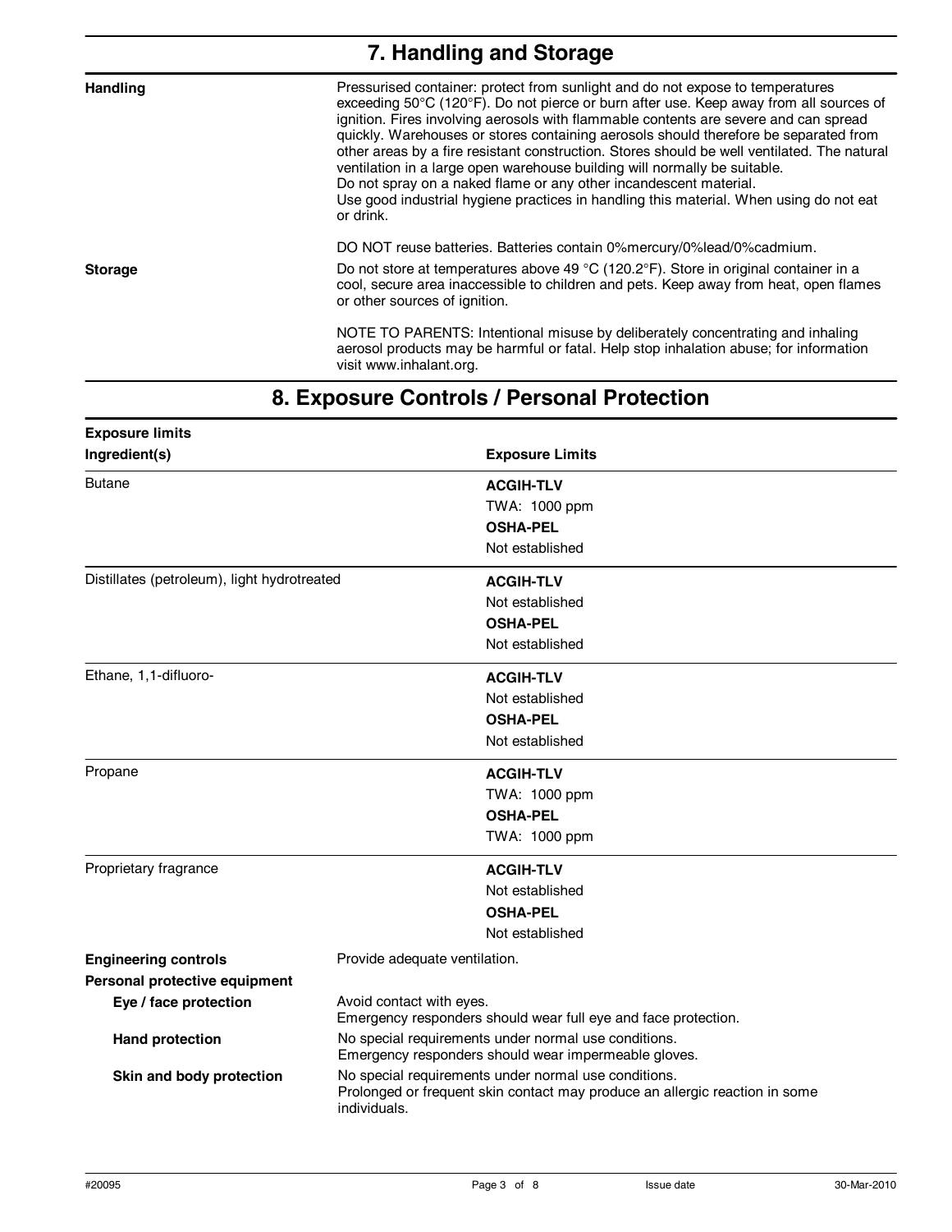## 7. Handling and Storage

**Handling**

Pressurised container: protect from sunlight and do not expose to temperatures exceeding 50°C (120°F). Do not pierce or burn after use. Keep away from all sources of ignition. Fires involving aerosols with flammable contents are severe and can spread quickly. Warehouses or stores containing aerosols should therefore be separated from other areas by a fire resistant construction. Stores should be well ventilated. The natural ventilation in a large open warehouse building will normally be suitable.
Do not spray on a naked flame or any other incandescent material.
Use good industrial hygiene practices in handling this material. When using do not eat or drink.

DO NOT reuse batteries. Batteries contain 0%mercury/0%lead/0%cadmium.

**Storage**

Do not store at temperatures above 49 °C (120.2°F). Store in original container in a cool, secure area inaccessible to children and pets. Keep away from heat, open flames or other sources of ignition.

NOTE TO PARENTS: Intentional misuse by deliberately concentrating and inhaling aerosol products may be harmful or fatal. Help stop inhalation abuse; for information visit www.inhalant.org.

## 8. Exposure Controls / Personal Protection

**Exposure limits**

| Ingredient(s) | Exposure Limits |
|---|---|
| Butane | **ACGIH-TLV**<br>TWA: 1000 ppm<br>**OSHA-PEL**<br>Not established |
| Distillates (petroleum), light hydrotreated | **ACGIH-TLV**<br>Not established<br>**OSHA-PEL**<br>Not established |
| Ethane, 1,1-difluoro- | **ACGIH-TLV**<br>Not established<br>**OSHA-PEL**<br>Not established |
| Propane | **ACGIH-TLV**<br>TWA: 1000 ppm<br>**OSHA-PEL**<br>TWA: 1000 ppm |
| Proprietary fragrance | **ACGIH-TLV**<br>Not established<br>**OSHA-PEL**<br>Not established |

**Engineering controls**

Provide adequate ventilation.

**Personal protective equipment**

**Eye / face protection**

Avoid contact with eyes.
Emergency responders should wear full eye and face protection.

**Hand protection**

No special requirements under normal use conditions.
Emergency responders should wear impermeable gloves.

**Skin and body protection**

No special requirements under normal use conditions.
Prolonged or frequent skin contact may produce an allergic reaction in some individuals.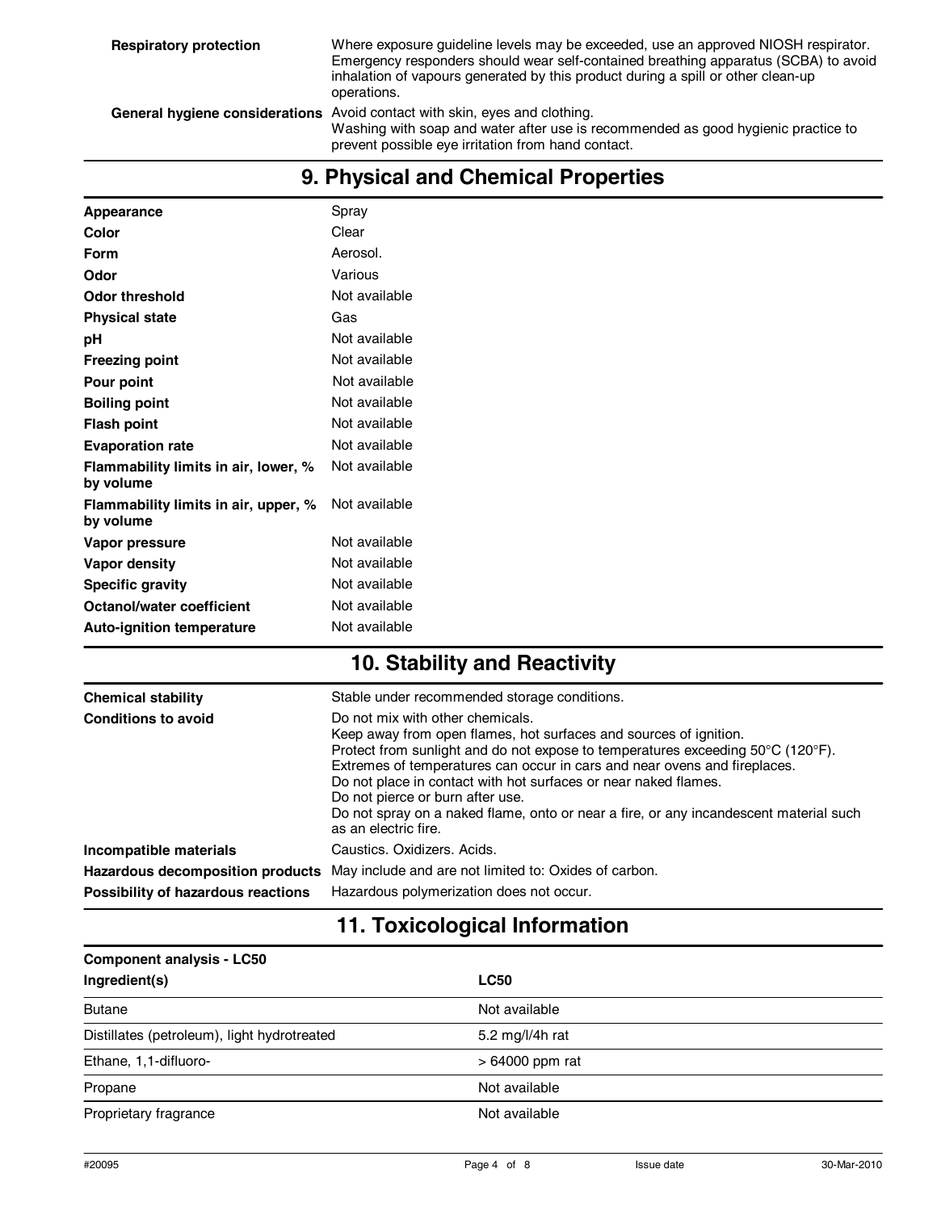| | |
|---|---|
| **Respiratory protection** | Where exposure guideline levels may be exceeded, use an approved NIOSH respirator. Emergency responders should wear self-contained breathing apparatus (SCBA) to avoid inhalation of vapours generated by this product during a spill or other clean-up operations. |
| **General hygiene considerations** | Avoid contact with skin, eyes and clothing. Washing with soap and water after use is recommended as good hygienic practice to prevent possible eye irritation from hand contact. |

## 9. Physical and Chemical Properties

| | |
|---|---|
| **Appearance** | Spray |
| **Color** | Clear |
| **Form** | Aerosol. |
| **Odor** | Various |
| **Odor threshold** | Not available |
| **Physical state** | Gas |
| **pH** | Not available |
| **Freezing point** | Not available |
| **Pour point** | Not available |
| **Boiling point** | Not available |
| **Flash point** | Not available |
| **Evaporation rate** | Not available |
| **Flammability limits in air, lower, % by volume** | Not available |
| **Flammability limits in air, upper, % by volume** | Not available |
| **Vapor pressure** | Not available |
| **Vapor density** | Not available |
| **Specific gravity** | Not available |
| **Octanol/water coefficient** | Not available |
| **Auto-ignition temperature** | Not available |

## 10. Stability and Reactivity

| | |
|---|---|
| **Chemical stability** | Stable under recommended storage conditions. |
| **Conditions to avoid** | Do not mix with other chemicals. Keep away from open flames, hot surfaces and sources of ignition. Protect from sunlight and do not expose to temperatures exceeding 50°C (120°F). Extremes of temperatures can occur in cars and near ovens and fireplaces. Do not place in contact with hot surfaces or near naked flames. Do not pierce or burn after use. Do not spray on a naked flame, onto or near a fire, or any incandescent material such as an electric fire. |
| **Incompatible materials** | Caustics. Oxidizers. Acids. |
| **Hazardous decomposition products** | May include and are not limited to: Oxides of carbon. |
| **Possibility of hazardous reactions** | Hazardous polymerization does not occur. |

## 11. Toxicological Information

**Component analysis - LC50**

| Ingredient(s) | LC50 |
|---|---|
| Butane | Not available |
| Distillates (petroleum), light hydrotreated | 5.2 mg/l/4h rat |
| Ethane, 1,1-difluoro- | > 64000 ppm rat |
| Propane | Not available |
| Proprietary fragrance | Not available |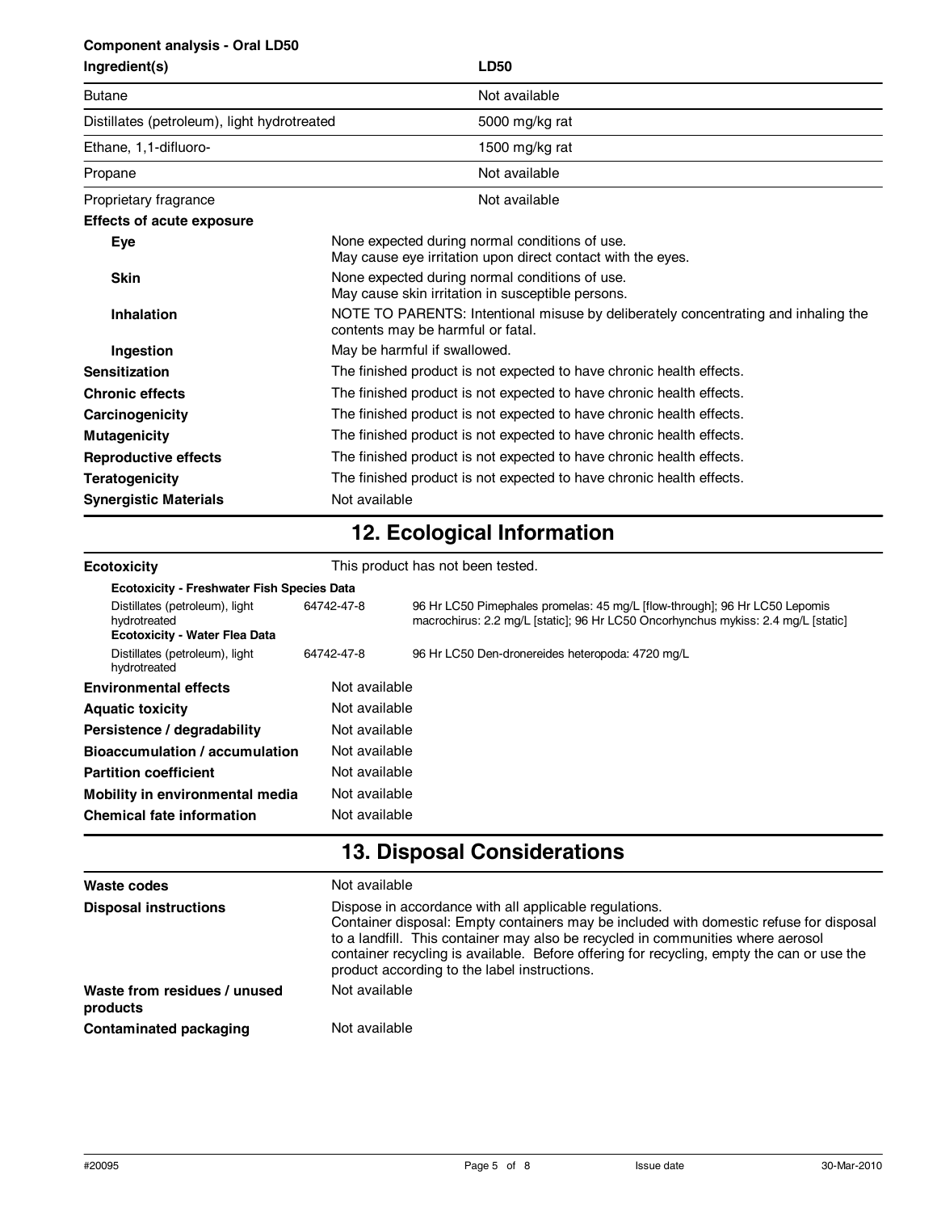**Component analysis - Oral LD50**

| Ingredient(s) | LD50 |
|---|---|
| Butane | Not available |
| Distillates (petroleum), light hydrotreated | 5000 mg/kg rat |
| Ethane, 1,1-difluoro- | 1500 mg/kg rat |
| Propane | Not available |
| Proprietary fragrance | Not available |

**Effects of acute exposure**

| | |
|---|---|
| **Eye** | None expected during normal conditions of use. May cause eye irritation upon direct contact with the eyes. |
| **Skin** | None expected during normal conditions of use. May cause skin irritation in susceptible persons. |
| **Inhalation** | NOTE TO PARENTS: Intentional misuse by deliberately concentrating and inhaling the contents may be harmful or fatal. |
| **Ingestion** | May be harmful if swallowed. |
| **Sensitization** | The finished product is not expected to have chronic health effects. |
| **Chronic effects** | The finished product is not expected to have chronic health effects. |
| **Carcinogenicity** | The finished product is not expected to have chronic health effects. |
| **Mutagenicity** | The finished product is not expected to have chronic health effects. |
| **Reproductive effects** | The finished product is not expected to have chronic health effects. |
| **Teratogenicity** | The finished product is not expected to have chronic health effects. |
| **Synergistic Materials** | Not available |

# 12. Ecological Information

**Ecotoxicity** This product has not been tested.

**Ecotoxicity - Freshwater Fish Species Data**

| | | |
|---|---|---|
| Distillates (petroleum), light hydrotreated | 64742-47-8 | 96 Hr LC50 Pimephales promelas: 45 mg/L [flow-through]; 96 Hr LC50 Lepomis macrochirus: 2.2 mg/L [static]; 96 Hr LC50 Oncorhynchus mykiss: 2.4 mg/L [static] |

**Ecotoxicity - Water Flea Data**

| | | |
|---|---|---|
| Distillates (petroleum), light hydrotreated | 64742-47-8 | 96 Hr LC50 Den-dronereides heteropoda: 4720 mg/L |

| | |
|---|---|
| **Environmental effects** | Not available |
| **Aquatic toxicity** | Not available |
| **Persistence / degradability** | Not available |
| **Bioaccumulation / accumulation** | Not available |
| **Partition coefficient** | Not available |
| **Mobility in environmental media** | Not available |
| **Chemical fate information** | Not available |

# 13. Disposal Considerations

| | |
|---|---|
| **Waste codes** | Not available |
| **Disposal instructions** | Dispose in accordance with all applicable regulations. Container disposal: Empty containers may be included with domestic refuse for disposal to a landfill. This container may also be recycled in communities where aerosol container recycling is available. Before offering for recycling, empty the can or use the product according to the label instructions. |
| **Waste from residues / unused products** | Not available |
| **Contaminated packaging** | Not available |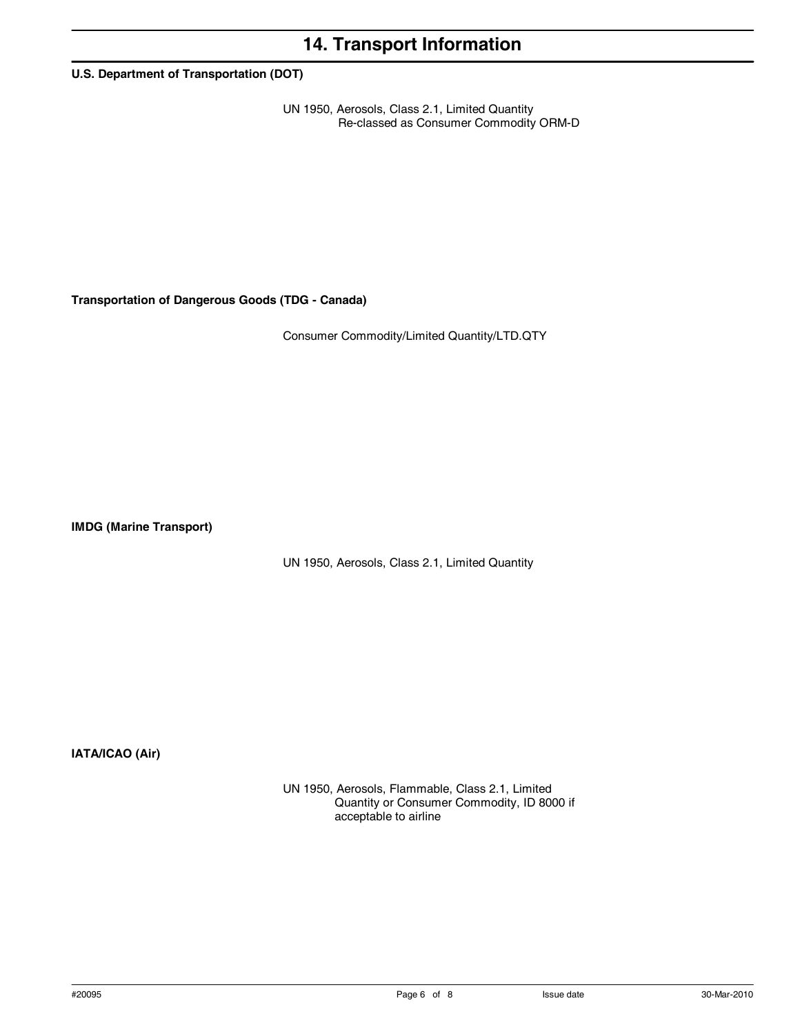# 14. Transport Information

**U.S. Department of Transportation (DOT)**

UN 1950, Aerosols, Class 2.1, Limited Quantity
Re-classed as Consumer Commodity ORM-D

**Transportation of Dangerous Goods (TDG - Canada)**

Consumer Commodity/Limited Quantity/LTD.QTY

**IMDG (Marine Transport)**

UN 1950, Aerosols, Class 2.1, Limited Quantity

**IATA/ICAO (Air)**

UN 1950, Aerosols, Flammable, Class 2.1, Limited Quantity or Consumer Commodity, ID 8000 if acceptable to airline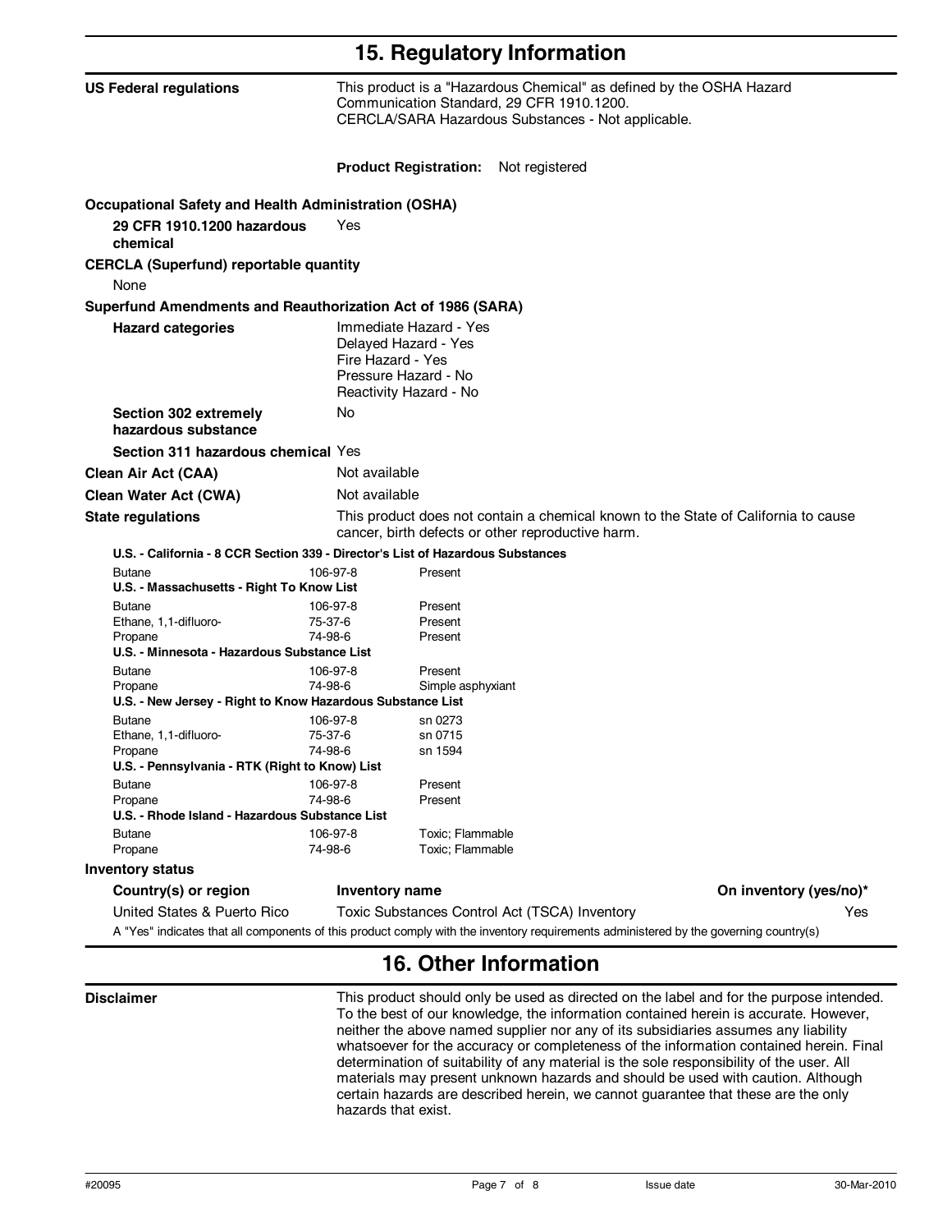## 15. Regulatory Information

**US Federal regulations**

This product is a "Hazardous Chemical" as defined by the OSHA Hazard Communication Standard, 29 CFR 1910.1200.
CERCLA/SARA Hazardous Substances - Not applicable.

**Product Registration:** Not registered

**Occupational Safety and Health Administration (OSHA)**

**29 CFR 1910.1200 hazardous chemical** Yes

**CERCLA (Superfund) reportable quantity**

None

**Superfund Amendments and Reauthorization Act of 1986 (SARA)**

**Hazard categories**

Immediate Hazard - Yes
Delayed Hazard - Yes
Fire Hazard - Yes
Pressure Hazard - No
Reactivity Hazard - No

**Section 302 extremely hazardous substance** No

**Section 311 hazardous chemical** Yes

**Clean Air Act (CAA)** Not available

**Clean Water Act (CWA)** Not available

**State regulations**

This product does not contain a chemical known to the State of California to cause cancer, birth defects or other reproductive harm.

**U.S. - California - 8 CCR Section 339 - Director's List of Hazardous Substances**

| | | |
|---|---|---|
| Butane | 106-97-8 | Present |

**U.S. - Massachusetts - Right To Know List**

| | | |
|---|---|---|
| Butane | 106-97-8 | Present |
| Ethane, 1,1-difluoro- | 75-37-6 | Present |
| Propane | 74-98-6 | Present |

**U.S. - Minnesota - Hazardous Substance List**

| | | |
|---|---|---|
| Butane | 106-97-8 | Present |
| Propane | 74-98-6 | Simple asphyxiant |

**U.S. - New Jersey - Right to Know Hazardous Substance List**

| | | |
|---|---|---|
| Butane | 106-97-8 | sn 0273 |
| Ethane, 1,1-difluoro- | 75-37-6 | sn 0715 |
| Propane | 74-98-6 | sn 1594 |

**U.S. - Pennsylvania - RTK (Right to Know) List**

| | | |
|---|---|---|
| Butane | 106-97-8 | Present |
| Propane | 74-98-6 | Present |

**U.S. - Rhode Island - Hazardous Substance List**

| | | |
|---|---|---|
| Butane | 106-97-8 | Toxic; Flammable |
| Propane | 74-98-6 | Toxic; Flammable |

**Inventory status**

| Country(s) or region | Inventory name | On inventory (yes/no)* |
|---|---|---|
| United States & Puerto Rico | Toxic Substances Control Act (TSCA) Inventory | Yes |

A "Yes" indicates that all components of this product comply with the inventory requirements administered by the governing country(s)

## 16. Other Information

**Disclaimer**

This product should only be used as directed on the label and for the purpose intended. To the best of our knowledge, the information contained herein is accurate. However, neither the above named supplier nor any of its subsidiaries assumes any liability whatsoever for the accuracy or completeness of the information contained herein. Final determination of suitability of any material is the sole responsibility of the user. All materials may present unknown hazards and should be used with caution. Although certain hazards are described herein, we cannot guarantee that these are the only hazards that exist.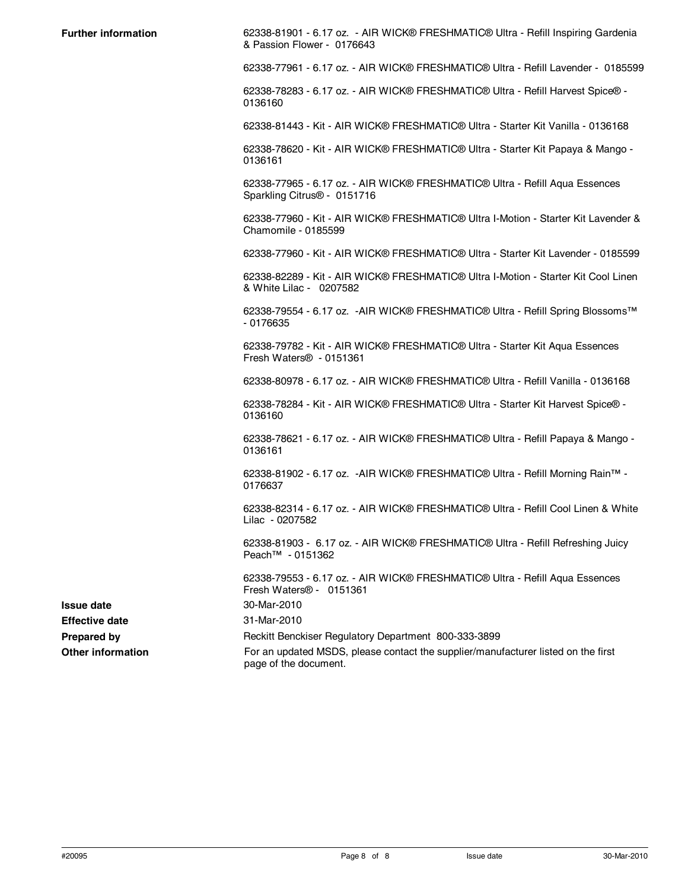| | |
|---|---|
| **Further information** | 62338-81901 - 6.17 oz. - AIR WICK® FRESHMATIC® Ultra - Refill Inspiring Gardenia & Passion Flower - 0176643<br><br>62338-77961 - 6.17 oz. - AIR WICK® FRESHMATIC® Ultra - Refill Lavender - 0185599<br><br>62338-78283 - 6.17 oz. - AIR WICK® FRESHMATIC® Ultra - Refill Harvest Spice® - 0136160<br><br>62338-81443 - Kit - AIR WICK® FRESHMATIC® Ultra - Starter Kit Vanilla - 0136168<br><br>62338-78620 - Kit - AIR WICK® FRESHMATIC® Ultra - Starter Kit Papaya & Mango - 0136161<br><br>62338-77965 - 6.17 oz. - AIR WICK® FRESHMATIC® Ultra - Refill Aqua Essences Sparkling Citrus® - 0151716<br><br>62338-77960 - Kit - AIR WICK® FRESHMATIC® Ultra I-Motion - Starter Kit Lavender & Chamomile - 0185599<br><br>62338-77960 - Kit - AIR WICK® FRESHMATIC® Ultra - Starter Kit Lavender - 0185599<br><br>62338-82289 - Kit - AIR WICK® FRESHMATIC® Ultra I-Motion - Starter Kit Cool Linen & White Lilac - 0207582<br><br>62338-79554 - 6.17 oz. -AIR WICK® FRESHMATIC® Ultra - Refill Spring Blossoms™ - 0176635<br><br>62338-79782 - Kit - AIR WICK® FRESHMATIC® Ultra - Starter Kit Aqua Essences Fresh Waters® - 0151361<br><br>62338-80978 - 6.17 oz. - AIR WICK® FRESHMATIC® Ultra - Refill Vanilla - 0136168<br><br>62338-78284 - Kit - AIR WICK® FRESHMATIC® Ultra - Starter Kit Harvest Spice® - 0136160<br><br>62338-78621 - 6.17 oz. - AIR WICK® FRESHMATIC® Ultra - Refill Papaya & Mango - 0136161<br><br>62338-81902 - 6.17 oz. -AIR WICK® FRESHMATIC® Ultra - Refill Morning Rain™ - 0176637<br><br>62338-82314 - 6.17 oz. - AIR WICK® FRESHMATIC® Ultra - Refill Cool Linen & White Lilac - 0207582<br><br>62338-81903 - 6.17 oz. - AIR WICK® FRESHMATIC® Ultra - Refill Refreshing Juicy Peach™ - 0151362<br><br>62338-79553 - 6.17 oz. - AIR WICK® FRESHMATIC® Ultra - Refill Aqua Essences Fresh Waters® - 0151361 |
| **Issue date** | 30-Mar-2010 |
| **Effective date** | 31-Mar-2010 |
| **Prepared by** | Reckitt Benckiser Regulatory Department 800-333-3899 |
| **Other information** | For an updated MSDS, please contact the supplier/manufacturer listed on the first page of the document. |